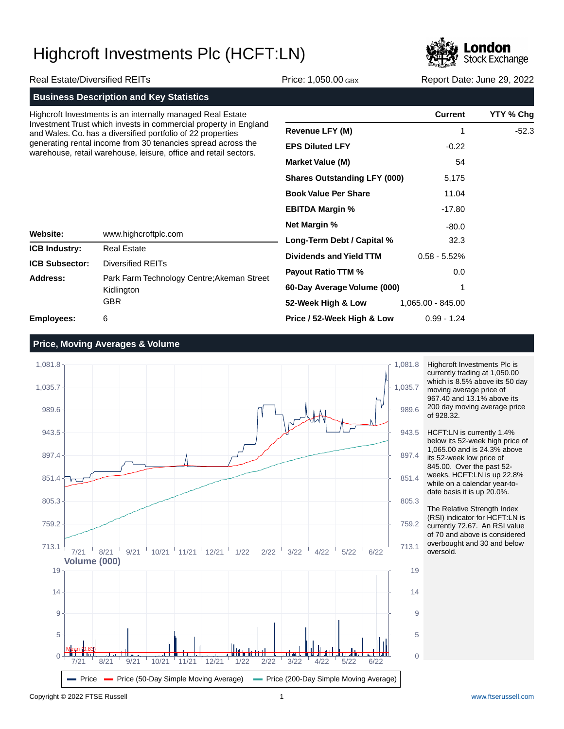# Highcroft Investments Plc (HCFT:LN)

Real Estate/Diversified REITs | Price: 1,050.00 GBX | Report Date: June 29, 2022

## Business Description and Key Statistics

Highcroft Investments is an internally managed Real Estate Investment Trust which invests in commercial property in England and Wales. Co. has a diversified portfolio of 22 properties generating rental income from 30 tenancies spread across the warehouse, retail warehouse, leisure, office and retail sectors.

| | Current | YTY % Chg |
|---|---|---|
| **Revenue LFY (M)** | 1 | -52.3 |
| **EPS Diluted LFY** | -0.22 | |
| **Market Value (M)** | 54 | |
| **Shares Outstanding LFY (000)** | 5,175 | |
| **Book Value Per Share** | 11.04 | |
| **EBITDA Margin %** | -17.80 | |
| **Net Margin %** | -80.0 | |
| **Long-Term Debt / Capital %** | 32.3 | |
| **Dividends and Yield TTM** | 0.58 - 5.52% | |
| **Payout Ratio TTM %** | 0.0 | |
| **60-Day Average Volume (000)** | 1 | |
| **52-Week High & Low** | 1,065.00 - 845.00 | |
| **Price / 52-Week High & Low** | 0.99 - 1.24 | |

| | |
|---|---|
| **Website:** | www.highcroftplc.com |
| **ICB Industry:** | Real Estate |
| **ICB Subsector:** | Diversified REITs |
| **Address:** | Park Farm Technology Centre;Akeman Street Kidlington GBR |
| **Employees:** | 6 |

## Price, Moving Averages & Volume

Highcroft Investments Plc is currently trading at 1,050.00 which is 8.5% above its 50 day moving average price of 967.40 and 13.1% above its 200 day moving average price of 928.32.

HCFT:LN is currently 1.4% below its 52-week high price of 1,065.00 and is 24.3% above its 52-week low price of 845.00. Over the past 52-weeks, HCFT:LN is up 22.8% while on a calendar year-to-date basis it is up 20.0%.

The Relative Strength Index (RSI) indicator for HCFT:LN is currently 72.67. An RSI value of 70 and above is considered overbought and 30 and below oversold.

Copyright © 2022 FTSE Russell

www.ftserussell.com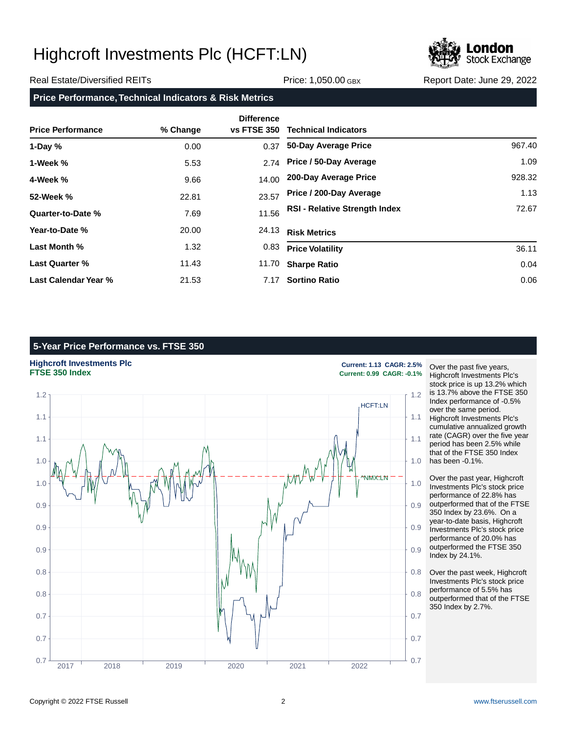# Highcroft Investments Plc (HCFT:LN)

Real Estate/Diversified REITs | Price: 1,050.00 GBX | Report Date: June 29, 2022

## Price Performance, Technical Indicators & Risk Metrics

| Price Performance | % Change | Difference vs FTSE 350 |
|---|---|---|
| 1-Day % | 0.00 | 0.37 |
| 1-Week % | 5.53 | 2.74 |
| 4-Week % | 9.66 | 14.00 |
| 52-Week % | 22.81 | 23.57 |
| Quarter-to-Date % | 7.69 | 11.56 |
| Year-to-Date % | 20.00 | 24.13 |
| Last Month % | 1.32 | 0.83 |
| Last Quarter % | 11.43 | 11.70 |
| Last Calendar Year % | 21.53 | 7.17 |

| Technical Indicators | |
|---|---|
| 50-Day Average Price | 967.40 |
| Price / 50-Day Average | 1.09 |
| 200-Day Average Price | 928.32 |
| Price / 200-Day Average | 1.13 |
| RSI - Relative Strength Index | 72.67 |

| Risk Metrics | |
|---|---|
| Price Volatility | 36.11 |
| Sharpe Ratio | 0.04 |
| Sortino Ratio | 0.06 |

## 5-Year Price Performance vs. FTSE 350

**Highcroft Investments Plc** — Current: 1.13 CAGR: 2.5%
**FTSE 350 Index** — Current: 0.99 CAGR: -0.1%

Over the past five years, Highcroft Investments Plc's stock price is up 13.2% which is 13.7% above the FTSE 350 Index performance of -0.5% over the same period. Highcroft Investments Plc's cumulative annualized growth rate (CAGR) over the five year period has been 2.5% while that of the FTSE 350 Index has been -0.1%.

Over the past year, Highcroft Investments Plc's stock price performance of 22.8% has outperformed that of the FTSE 350 Index by 23.6%. On a year-to-date basis, Highcroft Investments Plc's stock price performance of 20.0% has outperformed the FTSE 350 Index by 24.1%.

Over the past week, Highcroft Investments Plc's stock price performance of 5.5% has outperformed that of the FTSE 350 Index by 2.7%.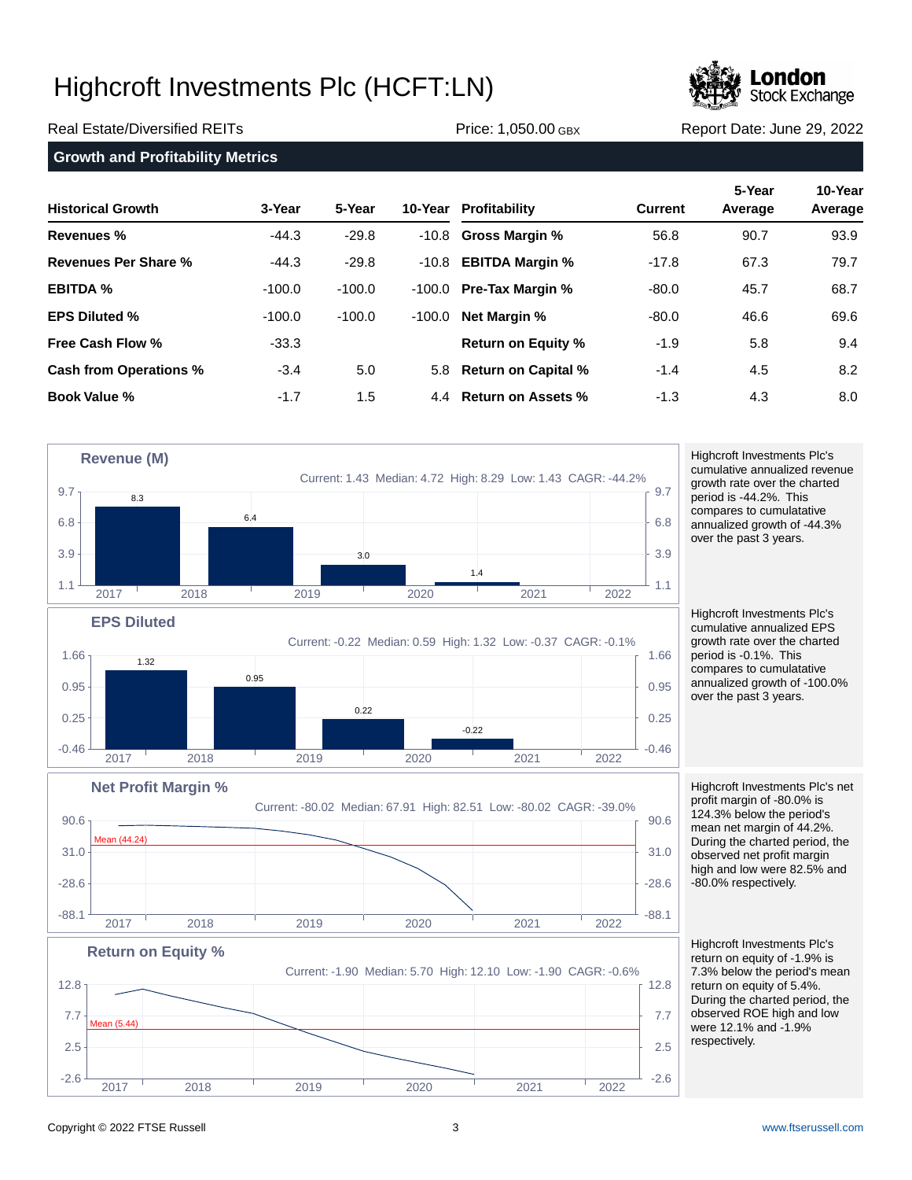# Highcroft Investments Plc (HCFT:LN)

Real Estate/Diversified REITs | Price: 1,050.00 GBX | Report Date: June 29, 2022

## Growth and Profitability Metrics

| Historical Growth | 3-Year | 5-Year | 10-Year | Profitability | Current | 5-Year Average | 10-Year Average |
|---|---|---|---|---|---|---|---|
| **Revenues %** | -44.3 | -29.8 | -10.8 | **Gross Margin %** | 56.8 | 90.7 | 93.9 |
| **Revenues Per Share %** | -44.3 | -29.8 | -10.8 | **EBITDA Margin %** | -17.8 | 67.3 | 79.7 |
| **EBITDA %** | -100.0 | -100.0 | -100.0 | **Pre-Tax Margin %** | -80.0 | 45.7 | 68.7 |
| **EPS Diluted %** | -100.0 | -100.0 | -100.0 | **Net Margin %** | -80.0 | 46.6 | 69.6 |
| **Free Cash Flow %** | -33.3 | | | **Return on Equity %** | -1.9 | 5.8 | 9.4 |
| **Cash from Operations %** | -3.4 | 5.0 | 5.8 | **Return on Capital %** | -1.4 | 4.5 | 8.2 |
| **Book Value %** | -1.7 | 1.5 | 4.4 | **Return on Assets %** | -1.3 | 4.3 | 8.0 |

### Revenue (M)

Current: 1.43 Median: 4.72 High: 8.29 Low: 1.43 CAGR: -44.2%

| 2017 | 2018 | 2019 | 2020 |
|---|---|---|---|
| 8.3 | 6.4 | 3.0 | 1.4 |

Highcroft Investments Plc's cumulative annualized revenue growth rate over the charted period is -44.2%. This compares to cumulative annualized growth of -44.3% over the past 3 years.

### EPS Diluted

Current: -0.22 Median: 0.59 High: 1.32 Low: -0.37 CAGR: -0.1%

| 2017 | 2018 | 2019 | 2020 |
|---|---|---|---|
| 1.32 | 0.95 | 0.22 | -0.22 |

Highcroft Investments Plc's cumulative annualized EPS growth rate over the charted period is -0.1%. This compares to cumulative annualized growth of -100.0% over the past 3 years.

### Net Profit Margin %

Current: -80.02 Median: 67.91 High: 82.51 Low: -80.02 CAGR: -39.0%

Mean (44.24)

Highcroft Investments Plc's net profit margin of -80.0% is 124.3% below the period's mean net margin of 44.2%. During the charted period, the observed net profit margin high and low were 82.5% and -80.0% respectively.

### Return on Equity %

Current: -1.90 Median: 5.70 High: 12.10 Low: -1.90 CAGR: -0.6%

Mean (5.44)

Highcroft Investments Plc's return on equity of -1.9% is 7.3% below the period's mean return on equity of 5.4%. During the charted period, the observed ROE high and low were 12.1% and -1.9% respectively.

Copyright © 2022 FTSE Russell

www.ftserussell.com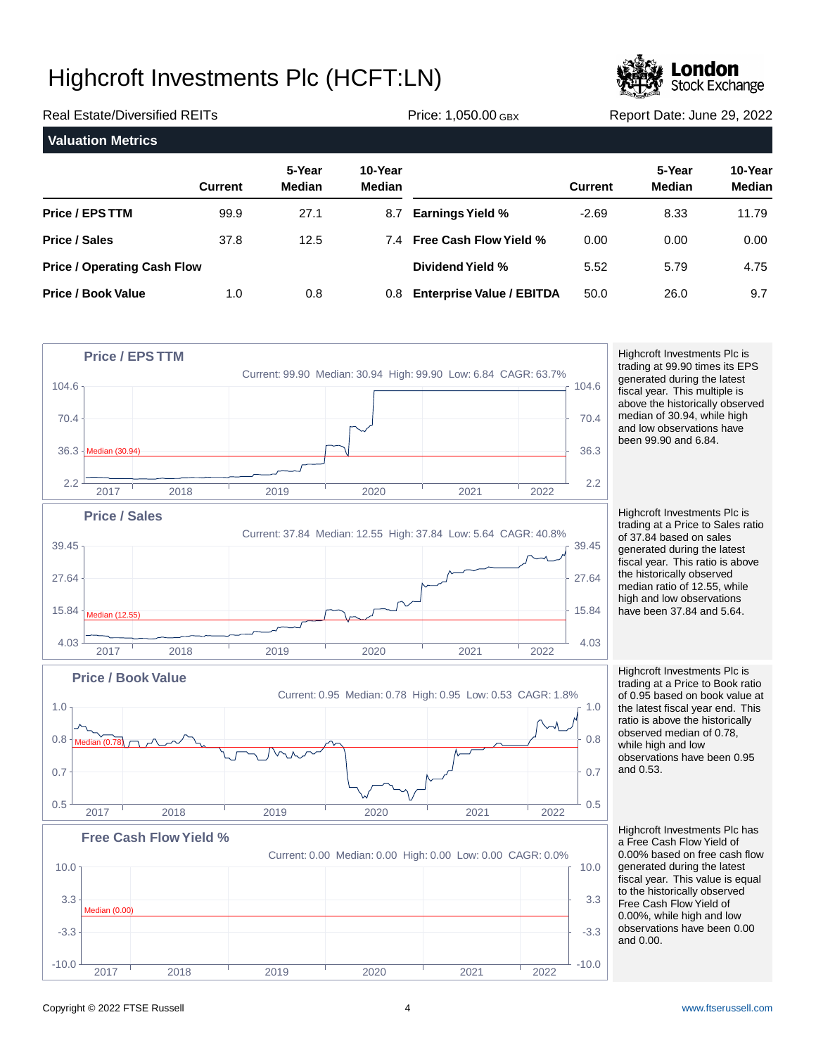# Highcroft Investments Plc (HCFT:LN)

Real Estate/Diversified REITs | Price: 1,050.00 GBX | Report Date: June 29, 2022

## Valuation Metrics

| | Current | 5-Year Median | 10-Year Median | | Current | 5-Year Median | 10-Year Median |
|---|---|---|---|---|---|---|---|
| **Price / EPS TTM** | 99.9 | 27.1 | 8.7 | **Earnings Yield %** | -2.69 | 8.33 | 11.79 |
| **Price / Sales** | 37.8 | 12.5 | 7.4 | **Free Cash Flow Yield %** | 0.00 | 0.00 | 0.00 |
| **Price / Operating Cash Flow** | | | | **Dividend Yield %** | 5.52 | 5.79 | 4.75 |
| **Price / Book Value** | 1.0 | 0.8 | 0.8 | **Enterprise Value / EBITDA** | 50.0 | 26.0 | 9.7 |

### Price / EPS TTM

Current: 99.90 Median: 30.94 High: 99.90 Low: 6.84 CAGR: 63.7%

Highcroft Investments Plc is trading at 99.90 times its EPS generated during the latest fiscal year. This multiple is above the historically observed median of 30.94, while high and low observations have been 99.90 and 6.84.

### Price / Sales

Current: 37.84 Median: 12.55 High: 37.84 Low: 5.64 CAGR: 40.8%

Highcroft Investments Plc is trading at a Price to Sales ratio of 37.84 based on sales generated during the latest fiscal year. This ratio is above the historically observed median ratio of 12.55, while high and low observations have been 37.84 and 5.64.

### Price / Book Value

Current: 0.95 Median: 0.78 High: 0.95 Low: 0.53 CAGR: 1.8%

Highcroft Investments Plc is trading at a Price to Book ratio of 0.95 based on book value at the latest fiscal year end. This ratio is above the historically observed median of 0.78, while high and low observations have been 0.95 and 0.53.

### Free Cash Flow Yield %

Current: 0.00 Median: 0.00 High: 0.00 Low: 0.00 CAGR: 0.0%

Highcroft Investments Plc has a Free Cash Flow Yield of 0.00% based on free cash flow generated during the latest fiscal year. This value is equal to the historically observed Free Cash Flow Yield of 0.00%, while high and low observations have been 0.00 and 0.00.

Copyright © 2022 FTSE Russell | www.ftserussell.com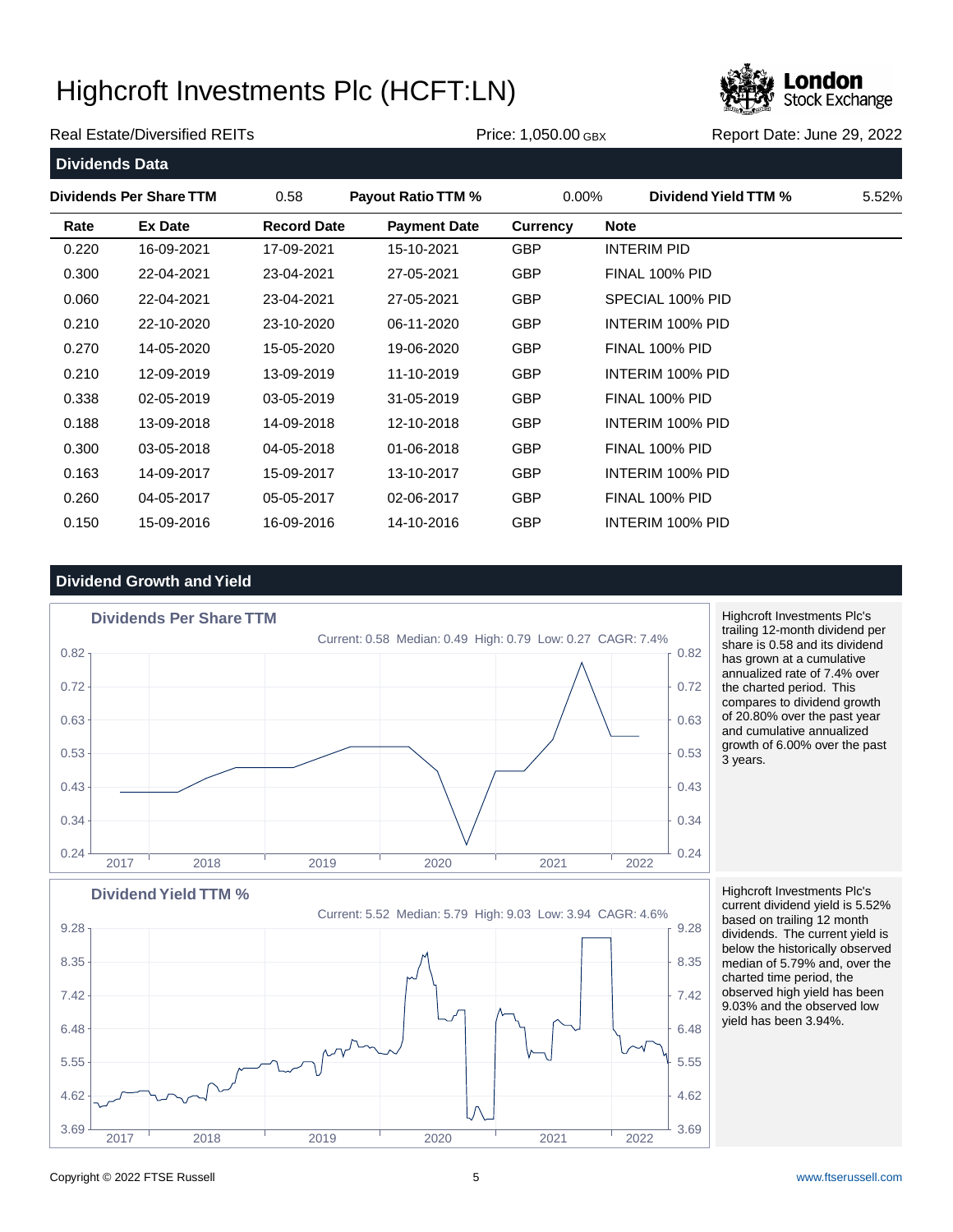# Highcroft Investments Plc (HCFT:LN)

Real Estate/Diversified REITs | Price: 1,050.00 GBX | Report Date: June 29, 2022

## Dividends Data

| Dividends Per Share TTM | 0.58 | Payout Ratio TTM % | 0.00% | Dividend Yield TTM % | 5.52% |
|---|---|---|---|---|---|

| Rate | Ex Date | Record Date | Payment Date | Currency | Note |
|---|---|---|---|---|---|
| 0.220 | 16-09-2021 | 17-09-2021 | 15-10-2021 | GBP | INTERIM PID |
| 0.300 | 22-04-2021 | 23-04-2021 | 27-05-2021 | GBP | FINAL 100% PID |
| 0.060 | 22-04-2021 | 23-04-2021 | 27-05-2021 | GBP | SPECIAL 100% PID |
| 0.210 | 22-10-2020 | 23-10-2020 | 06-11-2020 | GBP | INTERIM 100% PID |
| 0.270 | 14-05-2020 | 15-05-2020 | 19-06-2020 | GBP | FINAL 100% PID |
| 0.210 | 12-09-2019 | 13-09-2019 | 11-10-2019 | GBP | INTERIM 100% PID |
| 0.338 | 02-05-2019 | 03-05-2019 | 31-05-2019 | GBP | FINAL 100% PID |
| 0.188 | 13-09-2018 | 14-09-2018 | 12-10-2018 | GBP | INTERIM 100% PID |
| 0.300 | 03-05-2018 | 04-05-2018 | 01-06-2018 | GBP | FINAL 100% PID |
| 0.163 | 14-09-2017 | 15-09-2017 | 13-10-2017 | GBP | INTERIM 100% PID |
| 0.260 | 04-05-2017 | 05-05-2017 | 02-06-2017 | GBP | FINAL 100% PID |
| 0.150 | 15-09-2016 | 16-09-2016 | 14-10-2016 | GBP | INTERIM 100% PID |

## Dividend Growth and Yield

### Dividends Per Share TTM

Current: 0.58 Median: 0.49 High: 0.79 Low: 0.27 CAGR: 7.4%

Highcroft Investments Plc's trailing 12-month dividend per share is 0.58 and its dividend has grown at a cumulative annualized rate of 7.4% over the charted period. This compares to dividend growth of 20.80% over the past year and cumulative annualized growth of 6.00% over the past 3 years.

### Dividend Yield TTM %

Current: 5.52 Median: 5.79 High: 9.03 Low: 3.94 CAGR: 4.6%

Highcroft Investments Plc's current dividend yield is 5.52% based on trailing 12 month dividends. The current yield is below the historically observed median of 5.79% and, over the charted time period, the observed high yield has been 9.03% and the observed low yield has been 3.94%.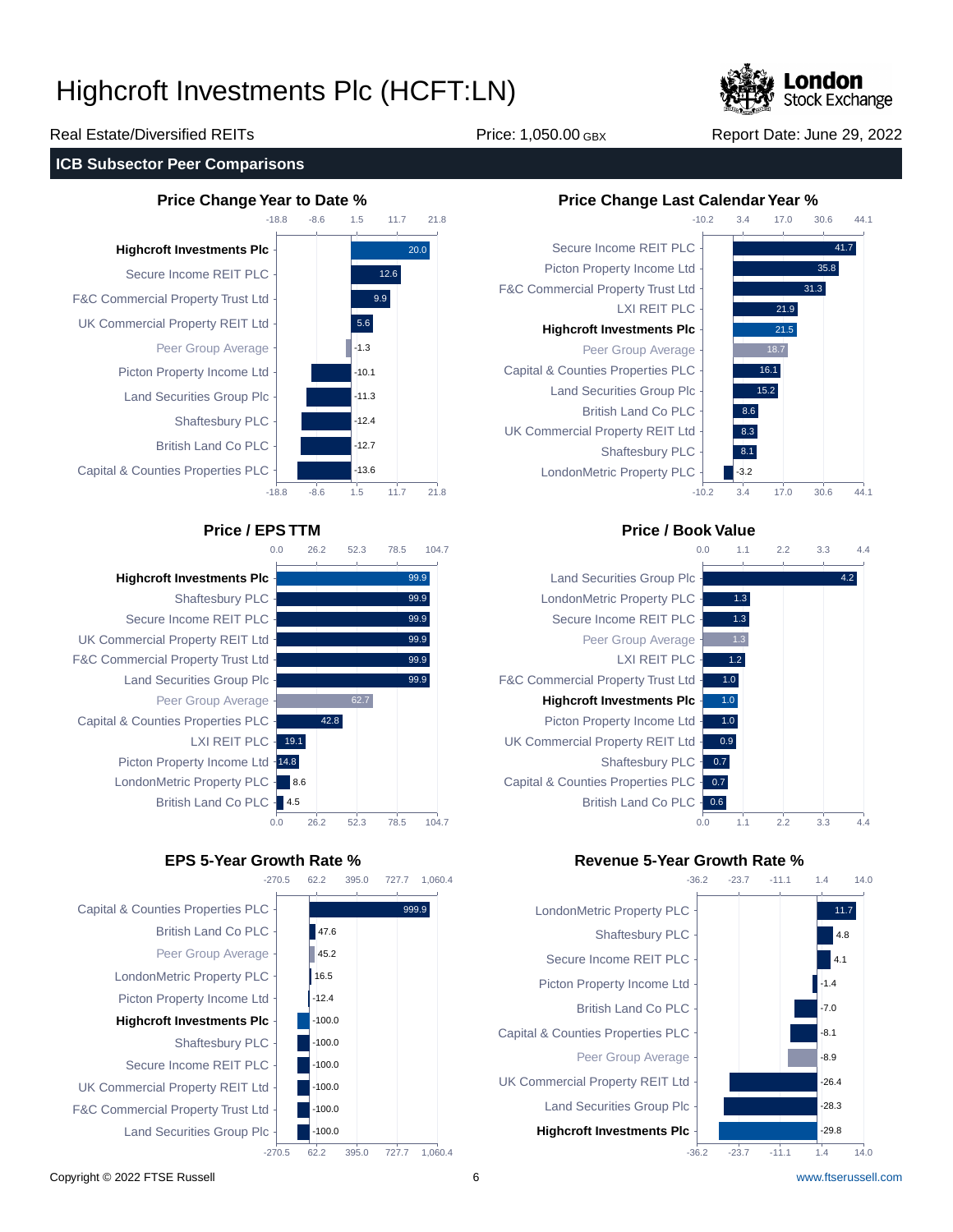# Highcroft Investments Plc (HCFT:LN)

Real Estate/Diversified REITs | Price: 1,050.00 GBX | Report Date: June 29, 2022

## ICB Subsector Peer Comparisons

### Price Change Year to Date %

| Company | Value |
|---|---|
| **Highcroft Investments Plc** | 20.0 |
| Secure Income REIT PLC | 12.6 |
| F&C Commercial Property Trust Ltd | 9.9 |
| UK Commercial Property REIT Ltd | 5.6 |
| Peer Group Average | -1.3 |
| Picton Property Income Ltd | -10.1 |
| Land Securities Group Plc | -11.3 |
| Shaftesbury PLC | -12.4 |
| British Land Co PLC | -12.7 |
| Capital & Counties Properties PLC | -13.6 |

### Price Change Last Calendar Year %

| Company | Value |
|---|---|
| Secure Income REIT PLC | 41.7 |
| Picton Property Income Ltd | 35.8 |
| F&C Commercial Property Trust Ltd | 31.3 |
| LXI REIT PLC | 21.9 |
| **Highcroft Investments Plc** | 21.5 |
| Peer Group Average | 18.7 |
| Capital & Counties Properties PLC | 16.1 |
| Land Securities Group Plc | 15.2 |
| British Land Co PLC | 8.6 |
| UK Commercial Property REIT Ltd | 8.3 |
| Shaftesbury PLC | 8.1 |
| LondonMetric Property PLC | -3.2 |

### Price / EPS TTM

| Company | Value |
|---|---|
| **Highcroft Investments Plc** | 99.9 |
| Shaftesbury PLC | 99.9 |
| Secure Income REIT PLC | 99.9 |
| UK Commercial Property REIT Ltd | 99.9 |
| F&C Commercial Property Trust Ltd | 99.9 |
| Land Securities Group Plc | 99.9 |
| Peer Group Average | 62.7 |
| Capital & Counties Properties PLC | 42.8 |
| LXI REIT PLC | 19.1 |
| Picton Property Income Ltd | 14.8 |
| LondonMetric Property PLC | 8.6 |
| British Land Co PLC | 4.5 |

### Price / Book Value

| Company | Value |
|---|---|
| Land Securities Group Plc | 4.2 |
| LondonMetric Property PLC | 1.3 |
| Secure Income REIT PLC | 1.3 |
| Peer Group Average | 1.3 |
| LXI REIT PLC | 1.2 |
| F&C Commercial Property Trust Ltd | 1.0 |
| **Highcroft Investments Plc** | 1.0 |
| Picton Property Income Ltd | 1.0 |
| UK Commercial Property REIT Ltd | 0.9 |
| Shaftesbury PLC | 0.7 |
| Capital & Counties Properties PLC | 0.7 |
| British Land Co PLC | 0.6 |

### EPS 5-Year Growth Rate %

| Company | Value |
|---|---|
| Capital & Counties Properties PLC | 999.9 |
| British Land Co PLC | 47.6 |
| Peer Group Average | 45.2 |
| LondonMetric Property PLC | 16.5 |
| Picton Property Income Ltd | -12.4 |
| **Highcroft Investments Plc** | -100.0 |
| Shaftesbury PLC | -100.0 |
| Secure Income REIT PLC | -100.0 |
| UK Commercial Property REIT Ltd | -100.0 |
| F&C Commercial Property Trust Ltd | -100.0 |
| Land Securities Group Plc | -100.0 |

### Revenue 5-Year Growth Rate %

| Company | Value |
|---|---|
| LondonMetric Property PLC | 11.7 |
| Shaftesbury PLC | 4.8 |
| Secure Income REIT PLC | 4.1 |
| Picton Property Income Ltd | -1.4 |
| British Land Co PLC | -7.0 |
| Capital & Counties Properties PLC | -8.1 |
| Peer Group Average | -8.9 |
| UK Commercial Property REIT Ltd | -26.4 |
| Land Securities Group Plc | -28.3 |
| **Highcroft Investments Plc** | -29.8 |

Copyright © 2022 FTSE Russell | www.ftserussell.com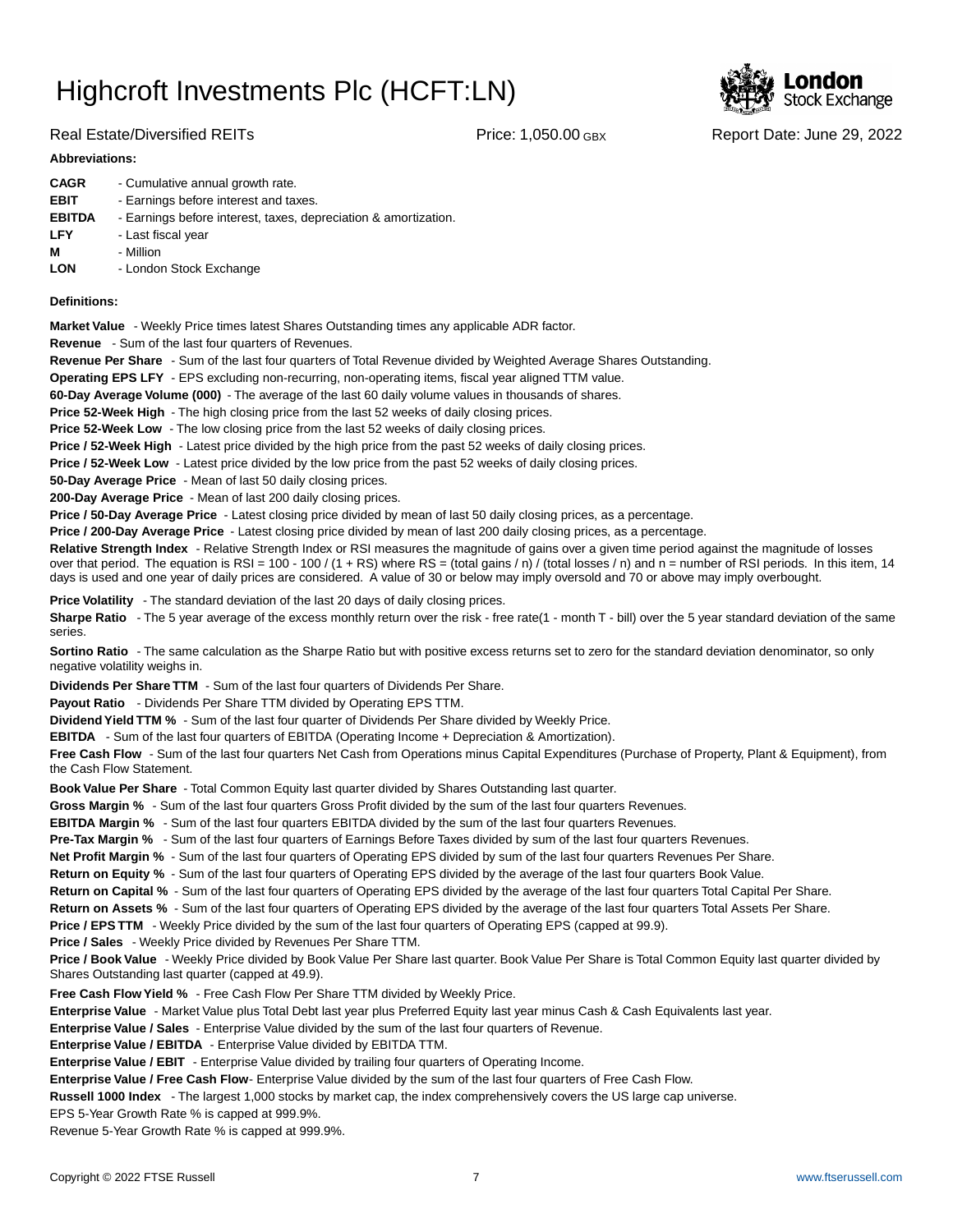# Highcroft Investments Plc (HCFT:LN)

Real Estate/Diversified REITs | Price: 1,050.00 GBX | Report Date: June 29, 2022

**Abbreviations:**

**CAGR** - Cumulative annual growth rate.
**EBIT** - Earnings before interest and taxes.
**EBITDA** - Earnings before interest, taxes, depreciation & amortization.
**LFY** - Last fiscal year
**M** - Million
**LON** - London Stock Exchange

**Definitions:**

**Market Value** - Weekly Price times latest Shares Outstanding times any applicable ADR factor.

**Revenue** - Sum of the last four quarters of Revenues.

**Revenue Per Share** - Sum of the last four quarters of Total Revenue divided by Weighted Average Shares Outstanding.

**Operating EPS LFY** - EPS excluding non-recurring, non-operating items, fiscal year aligned TTM value.

**60-Day Average Volume (000)** - The average of the last 60 daily volume values in thousands of shares.

**Price 52-Week High** - The high closing price from the last 52 weeks of daily closing prices.

**Price 52-Week Low** - The low closing price from the last 52 weeks of daily closing prices.

**Price / 52-Week High** - Latest price divided by the high price from the past 52 weeks of daily closing prices.

**Price / 52-Week Low** - Latest price divided by the low price from the past 52 weeks of daily closing prices.

**50-Day Average Price** - Mean of last 50 daily closing prices.

**200-Day Average Price** - Mean of last 200 daily closing prices.

**Price / 50-Day Average Price** - Latest closing price divided by mean of last 50 daily closing prices, as a percentage.

**Price / 200-Day Average Price** - Latest closing price divided by mean of last 200 daily closing prices, as a percentage.

**Relative Strength Index** - Relative Strength Index or RSI measures the magnitude of gains over a given time period against the magnitude of losses over that period. The equation is RSI = 100 - 100 / (1 + RS) where RS = (total gains / n) / (total losses / n) and n = number of RSI periods. In this item, 14 days is used and one year of daily prices are considered. A value of 30 or below may imply oversold and 70 or above may imply overbought.

**Price Volatility** - The standard deviation of the last 20 days of daily closing prices.

**Sharpe Ratio** - The 5 year average of the excess monthly return over the risk - free rate(1 - month T - bill) over the 5 year standard deviation of the same series.

**Sortino Ratio** - The same calculation as the Sharpe Ratio but with positive excess returns set to zero for the standard deviation denominator, so only negative volatility weighs in.

**Dividends Per Share TTM** - Sum of the last four quarters of Dividends Per Share.

**Payout Ratio** - Dividends Per Share TTM divided by Operating EPS TTM.

**Dividend Yield TTM %** - Sum of the last four quarter of Dividends Per Share divided by Weekly Price.

**EBITDA** - Sum of the last four quarters of EBITDA (Operating Income + Depreciation & Amortization).

**Free Cash Flow** - Sum of the last four quarters Net Cash from Operations minus Capital Expenditures (Purchase of Property, Plant & Equipment), from the Cash Flow Statement.

**Book Value Per Share** - Total Common Equity last quarter divided by Shares Outstanding last quarter.

**Gross Margin %** - Sum of the last four quarters Gross Profit divided by the sum of the last four quarters Revenues.

**EBITDA Margin %** - Sum of the last four quarters EBITDA divided by the sum of the last four quarters Revenues.

**Pre-Tax Margin %** - Sum of the last four quarters of Earnings Before Taxes divided by sum of the last four quarters Revenues.

**Net Profit Margin %** - Sum of the last four quarters of Operating EPS divided by sum of the last four quarters Revenues Per Share.

**Return on Equity %** - Sum of the last four quarters of Operating EPS divided by the average of the last four quarters Book Value.

**Return on Capital %** - Sum of the last four quarters of Operating EPS divided by the average of the last four quarters Total Capital Per Share.

**Return on Assets %** - Sum of the last four quarters of Operating EPS divided by the average of the last four quarters Total Assets Per Share.

**Price / EPS TTM** - Weekly Price divided by the sum of the last four quarters of Operating EPS (capped at 99.9).

**Price / Sales** - Weekly Price divided by Revenues Per Share TTM.

**Price / Book Value** - Weekly Price divided by Book Value Per Share last quarter. Book Value Per Share is Total Common Equity last quarter divided by Shares Outstanding last quarter (capped at 49.9).

**Free Cash Flow Yield %** - Free Cash Flow Per Share TTM divided by Weekly Price.

**Enterprise Value** - Market Value plus Total Debt last year plus Preferred Equity last year minus Cash & Cash Equivalents last year.

**Enterprise Value / Sales** - Enterprise Value divided by the sum of the last four quarters of Revenue.

**Enterprise Value / EBITDA** - Enterprise Value divided by EBITDA TTM.

**Enterprise Value / EBIT** - Enterprise Value divided by trailing four quarters of Operating Income.

**Enterprise Value / Free Cash Flow**- Enterprise Value divided by the sum of the last four quarters of Free Cash Flow.

**Russell 1000 Index** - The largest 1,000 stocks by market cap, the index comprehensively covers the US large cap universe.

EPS 5-Year Growth Rate % is capped at 999.9%.

Revenue 5-Year Growth Rate % is capped at 999.9%.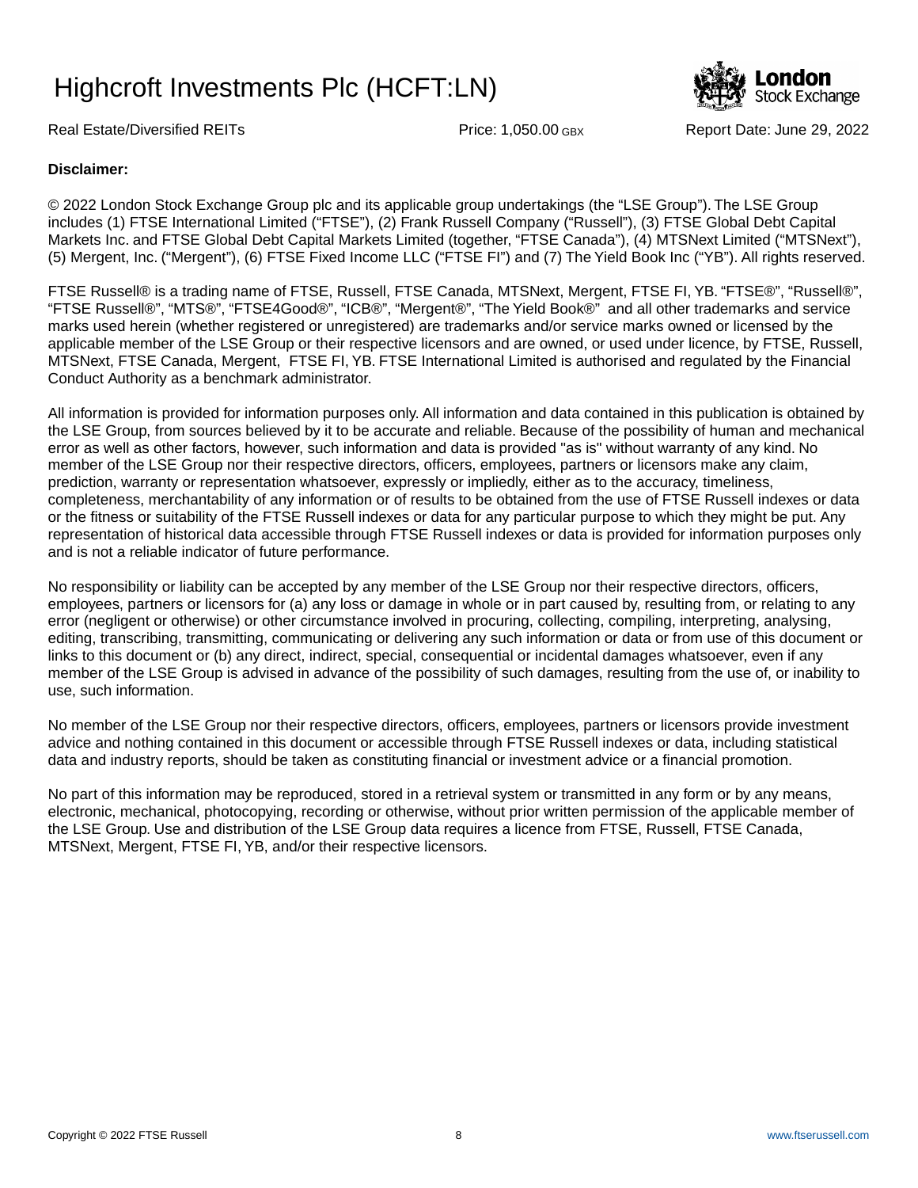**Disclaimer:**

© 2022 London Stock Exchange Group plc and its applicable group undertakings (the “LSE Group”). The LSE Group includes (1) FTSE International Limited (“FTSE”), (2) Frank Russell Company (“Russell”), (3) FTSE Global Debt Capital Markets Inc. and FTSE Global Debt Capital Markets Limited (together, “FTSE Canada”), (4) MTSNext Limited (“MTSNext”), (5) Mergent, Inc. (“Mergent”), (6) FTSE Fixed Income LLC (“FTSE FI”) and (7) The Yield Book Inc (“YB”). All rights reserved.

FTSE Russell® is a trading name of FTSE, Russell, FTSE Canada, MTSNext, Mergent, FTSE FI, YB. “FTSE®”, “Russell®”, “FTSE Russell®”, “MTS®”, “FTSE4Good®”, “ICB®”, “Mergent®”, “The Yield Book®” and all other trademarks and service marks used herein (whether registered or unregistered) are trademarks and/or service marks owned or licensed by the applicable member of the LSE Group or their respective licensors and are owned, or used under licence, by FTSE, Russell, MTSNext, FTSE Canada, Mergent, FTSE FI, YB. FTSE International Limited is authorised and regulated by the Financial Conduct Authority as a benchmark administrator.

All information is provided for information purposes only. All information and data contained in this publication is obtained by the LSE Group, from sources believed by it to be accurate and reliable. Because of the possibility of human and mechanical error as well as other factors, however, such information and data is provided "as is" without warranty of any kind. No member of the LSE Group nor their respective directors, officers, employees, partners or licensors make any claim, prediction, warranty or representation whatsoever, expressly or impliedly, either as to the accuracy, timeliness, completeness, merchantability of any information or of results to be obtained from the use of FTSE Russell indexes or data or the fitness or suitability of the FTSE Russell indexes or data for any particular purpose to which they might be put. Any representation of historical data accessible through FTSE Russell indexes or data is provided for information purposes only and is not a reliable indicator of future performance.

No responsibility or liability can be accepted by any member of the LSE Group nor their respective directors, officers, employees, partners or licensors for (a) any loss or damage in whole or in part caused by, resulting from, or relating to any error (negligent or otherwise) or other circumstance involved in procuring, collecting, compiling, interpreting, analysing, editing, transcribing, transmitting, communicating or delivering any such information or data or from use of this document or links to this document or (b) any direct, indirect, special, consequential or incidental damages whatsoever, even if any member of the LSE Group is advised in advance of the possibility of such damages, resulting from the use of, or inability to use, such information.

No member of the LSE Group nor their respective directors, officers, employees, partners or licensors provide investment advice and nothing contained in this document or accessible through FTSE Russell indexes or data, including statistical data and industry reports, should be taken as constituting financial or investment advice or a financial promotion.

No part of this information may be reproduced, stored in a retrieval system or transmitted in any form or by any means, electronic, mechanical, photocopying, recording or otherwise, without prior written permission of the applicable member of the LSE Group. Use and distribution of the LSE Group data requires a licence from FTSE, Russell, FTSE Canada, MTSNext, Mergent, FTSE FI, YB, and/or their respective licensors.